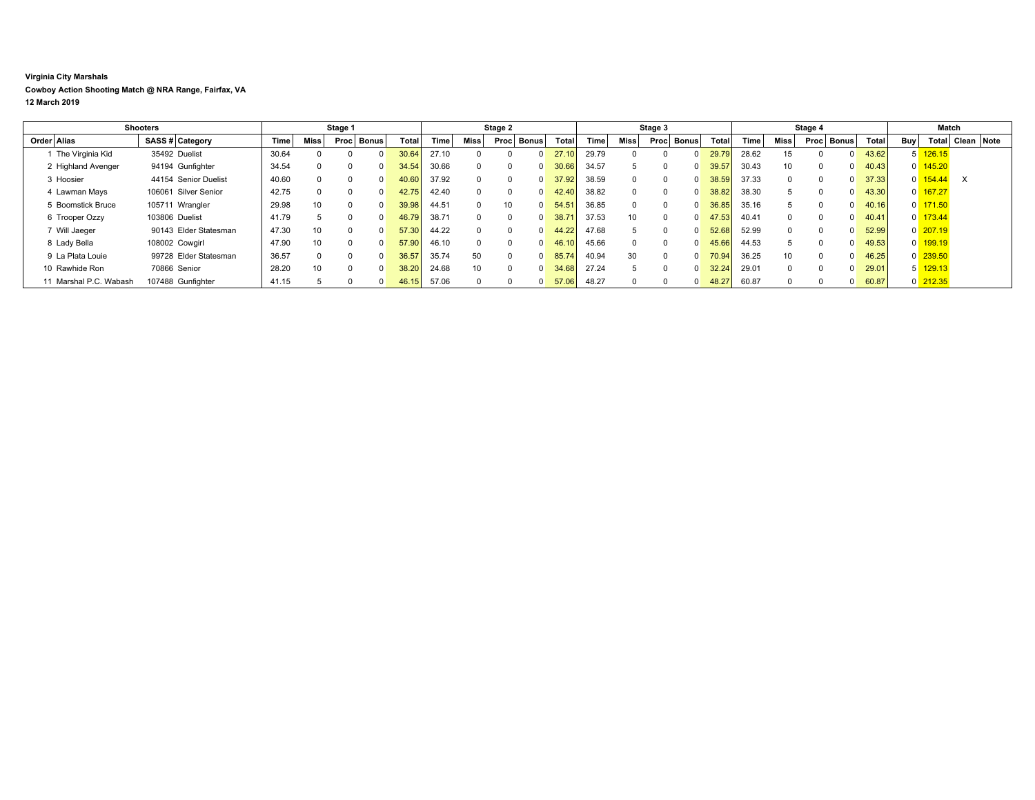**Virginia City Marshals**

**Cowboy Action Shooting Match @ NRA Range, Fairfax, VA**

**12 March 2019**

| Shooters | | | | Stage 1 | | | | | Stage 2 | | | | | Stage 3 | | | | | Stage 4 | | | | | Match | | | |
|---|---|---|---|---|---|---|---|---|---|---|---|---|---|---|---|---|---|---|---|---|---|---|---|---|---|---|---|
| Order | Alias | SASS # | Category | Time | Miss | Proc | Bonus | Total | Time | Miss | Proc | Bonus | Total | Time | Miss | Proc | Bonus | Total | Time | Miss | Proc | Bonus | Total | Buy | Total | Clean | Note |
| 1 | The Virginia Kid | 35492 | Duelist | 30.64 | 0 | 0 | 0 | 30.64 | 27.10 | 0 | 0 | 0 | 27.10 | 29.79 | 0 | 0 | 0 | 29.79 | 28.62 | 15 | 0 | 0 | 43.62 | 5 | 126.15 | | |
| 2 | Highland Avenger | 94194 | Gunfighter | 34.54 | 0 | 0 | 0 | 34.54 | 30.66 | 0 | 0 | 0 | 30.66 | 34.57 | 5 | 0 | 0 | 39.57 | 30.43 | 10 | 0 | 0 | 40.43 | 0 | 145.20 | | |
| 3 | Hoosier | 44154 | Senior Duelist | 40.60 | 0 | 0 | 0 | 40.60 | 37.92 | 0 | 0 | 0 | 37.92 | 38.59 | 0 | 0 | 0 | 38.59 | 37.33 | 0 | 0 | 0 | 37.33 | 0 | 154.44 | X | |
| 4 | Lawman Mays | 106061 | Silver Senior | 42.75 | 0 | 0 | 0 | 42.75 | 42.40 | 0 | 0 | 0 | 42.40 | 38.82 | 0 | 0 | 0 | 38.82 | 38.30 | 5 | 0 | 0 | 43.30 | 0 | 167.27 | | |
| 5 | Boomstick Bruce | 105711 | Wrangler | 29.98 | 10 | 0 | 0 | 39.98 | 44.51 | 0 | 10 | 0 | 54.51 | 36.85 | 0 | 0 | 0 | 36.85 | 35.16 | 5 | 0 | 0 | 40.16 | 0 | 171.50 | | |
| 6 | Trooper Ozzy | 103806 | Duelist | 41.79 | 5 | 0 | 0 | 46.79 | 38.71 | 0 | 0 | 0 | 38.71 | 37.53 | 10 | 0 | 0 | 47.53 | 40.41 | 0 | 0 | 0 | 40.41 | 0 | 173.44 | | |
| 7 | Will Jaeger | 90143 | Elder Statesman | 47.30 | 10 | 0 | 0 | 57.30 | 44.22 | 0 | 0 | 0 | 44.22 | 47.68 | 5 | 0 | 0 | 52.68 | 52.99 | 0 | 0 | 0 | 52.99 | 0 | 207.19 | | |
| 8 | Lady Bella | 108002 | Cowgirl | 47.90 | 10 | 0 | 0 | 57.90 | 46.10 | 0 | 0 | 0 | 46.10 | 45.66 | 0 | 0 | 0 | 45.66 | 44.53 | 5 | 0 | 0 | 49.53 | 0 | 199.19 | | |
| 9 | La Plata Louie | 99728 | Elder Statesman | 36.57 | 0 | 0 | 0 | 36.57 | 35.74 | 50 | 0 | 0 | 85.74 | 40.94 | 30 | 0 | 0 | 70.94 | 36.25 | 10 | 0 | 0 | 46.25 | 0 | 239.50 | | |
| 10 | Rawhide Ron | 70866 | Senior | 28.20 | 10 | 0 | 0 | 38.20 | 24.68 | 10 | 0 | 0 | 34.68 | 27.24 | 5 | 0 | 0 | 32.24 | 29.01 | 0 | 0 | 0 | 29.01 | 5 | 129.13 | | |
| 11 | Marshal P.C. Wabash | 107488 | Gunfighter | 41.15 | 5 | 0 | 0 | 46.15 | 57.06 | 0 | 0 | 0 | 57.06 | 48.27 | 0 | 0 | 0 | 48.27 | 60.87 | 0 | 0 | 0 | 60.87 | 0 | 212.35 | | |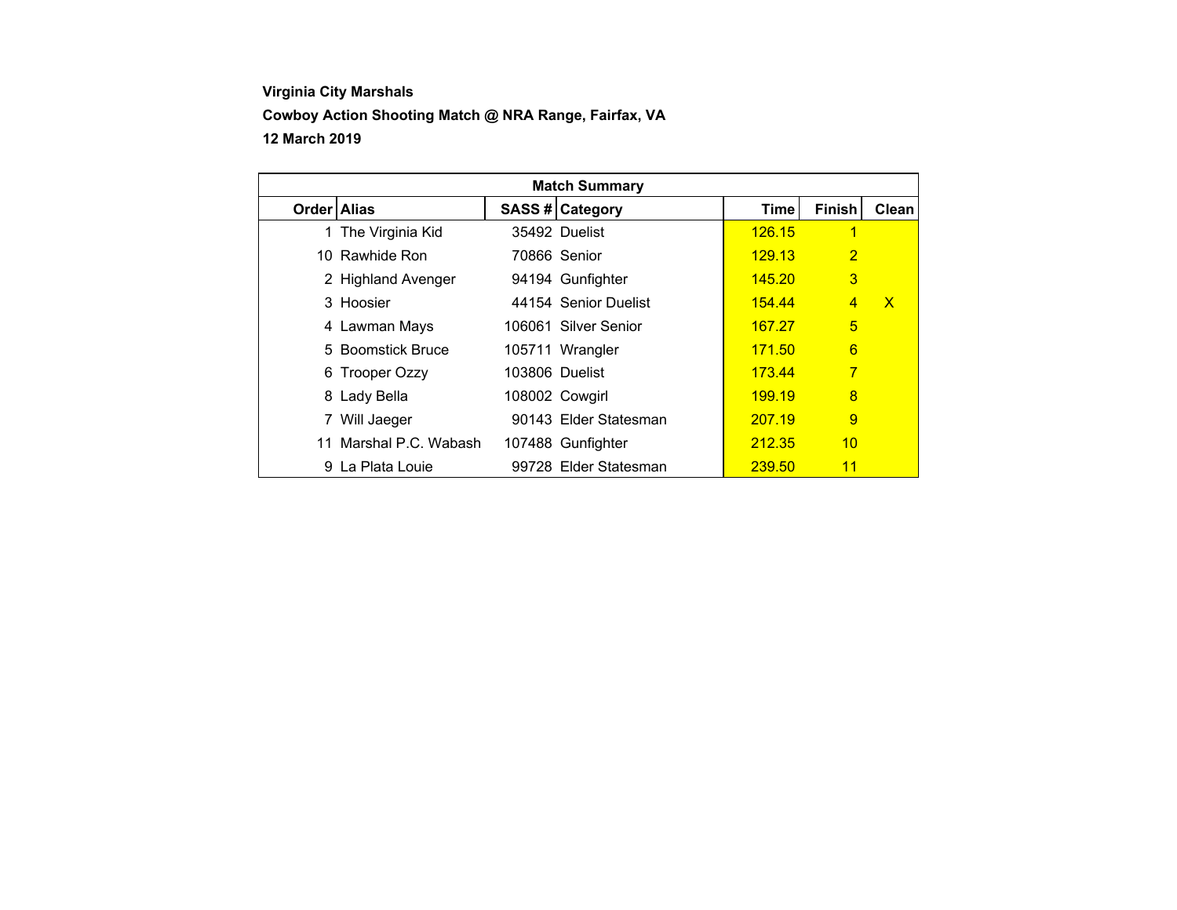**Virginia City Marshals**

**Cowboy Action Shooting Match @ NRA Range, Fairfax, VA**

**12 March 2019**

| Match Summary | | | | | | |
|---|---|---|---|---|---|---|
| **Order** | **Alias** | **SASS #** | **Category** | **Time** | **Finish** | **Clean** |
| 1 | The Virginia Kid | 35492 | Duelist | 126.15 | 1 | |
| 10 | Rawhide Ron | 70866 | Senior | 129.13 | 2 | |
| 2 | Highland Avenger | 94194 | Gunfighter | 145.20 | 3 | |
| 3 | Hoosier | 44154 | Senior Duelist | 154.44 | 4 | X |
| 4 | Lawman Mays | 106061 | Silver Senior | 167.27 | 5 | |
| 5 | Boomstick Bruce | 105711 | Wrangler | 171.50 | 6 | |
| 6 | Trooper Ozzy | 103806 | Duelist | 173.44 | 7 | |
| 8 | Lady Bella | 108002 | Cowgirl | 199.19 | 8 | |
| 7 | Will Jaeger | 90143 | Elder Statesman | 207.19 | 9 | |
| 11 | Marshal P.C. Wabash | 107488 | Gunfighter | 212.35 | 10 | |
| 9 | La Plata Louie | 99728 | Elder Statesman | 239.50 | 11 | |